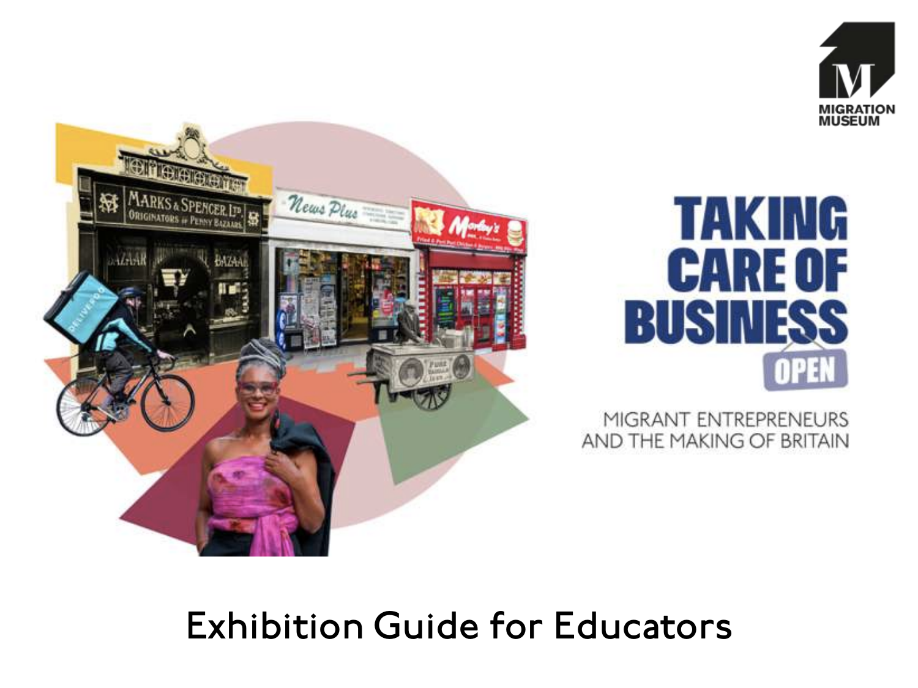MIGRATION MUSEUM

# TAKING CARE OF BUSINESS

OPEN

MIGRANT ENTREPRENEURS AND THE MAKING OF BRITAIN

## Exhibition Guide for Educators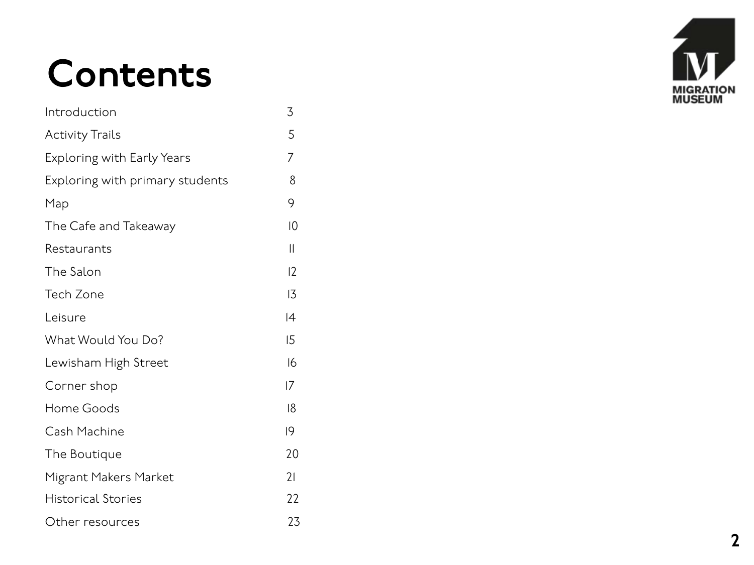# Contents

| | |
|---|---|
| Introduction | 3 |
| Activity Trails | 5 |
| Exploring with Early Years | 7 |
| Exploring with primary students | 8 |
| Map | 9 |
| The Cafe and Takeaway | 10 |
| Restaurants | 11 |
| The Salon | 12 |
| Tech Zone | 13 |
| Leisure | 14 |
| What Would You Do? | 15 |
| Lewisham High Street | 16 |
| Corner shop | 17 |
| Home Goods | 18 |
| Cash Machine | 19 |
| The Boutique | 20 |
| Migrant Makers Market | 21 |
| Historical Stories | 22 |
| Other resources | 23 |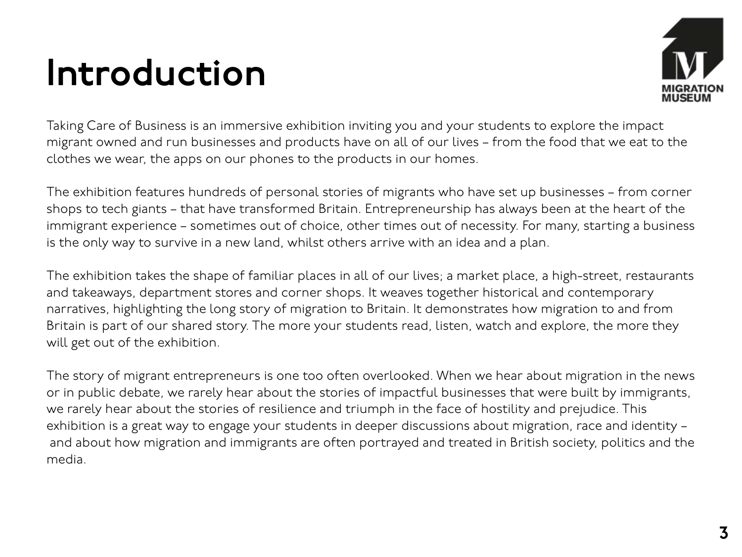# Introduction

Taking Care of Business is an immersive exhibition inviting you and your students to explore the impact migrant owned and run businesses and products have on all of our lives – from the food that we eat to the clothes we wear, the apps on our phones to the products in our homes.

The exhibition features hundreds of personal stories of migrants who have set up businesses – from corner shops to tech giants – that have transformed Britain. Entrepreneurship has always been at the heart of the immigrant experience – sometimes out of choice, other times out of necessity. For many, starting a business is the only way to survive in a new land, whilst others arrive with an idea and a plan.

The exhibition takes the shape of familiar places in all of our lives; a market place, a high-street, restaurants and takeaways, department stores and corner shops. It weaves together historical and contemporary narratives, highlighting the long story of migration to Britain. It demonstrates how migration to and from Britain is part of our shared story. The more your students read, listen, watch and explore, the more they will get out of the exhibition.

The story of migrant entrepreneurs is one too often overlooked. When we hear about migration in the news or in public debate, we rarely hear about the stories of impactful businesses that were built by immigrants, we rarely hear about the stories of resilience and triumph in the face of hostility and prejudice. This exhibition is a great way to engage your students in deeper discussions about migration, race and identity – and about how migration and immigrants are often portrayed and treated in British society, politics and the media.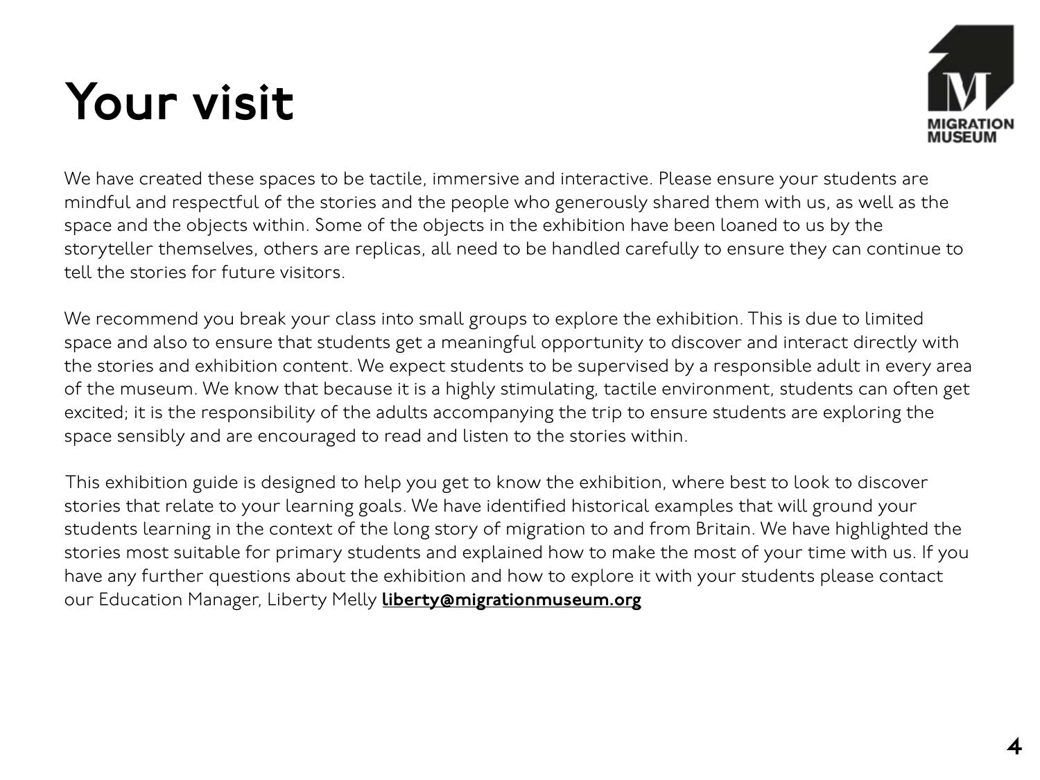# Your visit

We have created these spaces to be tactile, immersive and interactive. Please ensure your students are mindful and respectful of the stories and the people who generously shared them with us, as well as the space and the objects within. Some of the objects in the exhibition have been loaned to us by the storyteller themselves, others are replicas, all need to be handled carefully to ensure they can continue to tell the stories for future visitors.

We recommend you break your class into small groups to explore the exhibition. This is due to limited space and also to ensure that students get a meaningful opportunity to discover and interact directly with the stories and exhibition content. We expect students to be supervised by a responsible adult in every area of the museum. We know that because it is a highly stimulating, tactile environment, students can often get excited; it is the responsibility of the adults accompanying the trip to ensure students are exploring the space sensibly and are encouraged to read and listen to the stories within.

This exhibition guide is designed to help you get to know the exhibition, where best to look to discover stories that relate to your learning goals. We have identified historical examples that will ground your students learning in the context of the long story of migration to and from Britain. We have highlighted the stories most suitable for primary students and explained how to make the most of your time with us. If you have any further questions about the exhibition and how to explore it with your students please contact our Education Manager, Liberty Melly **liberty@migrationmuseum.org**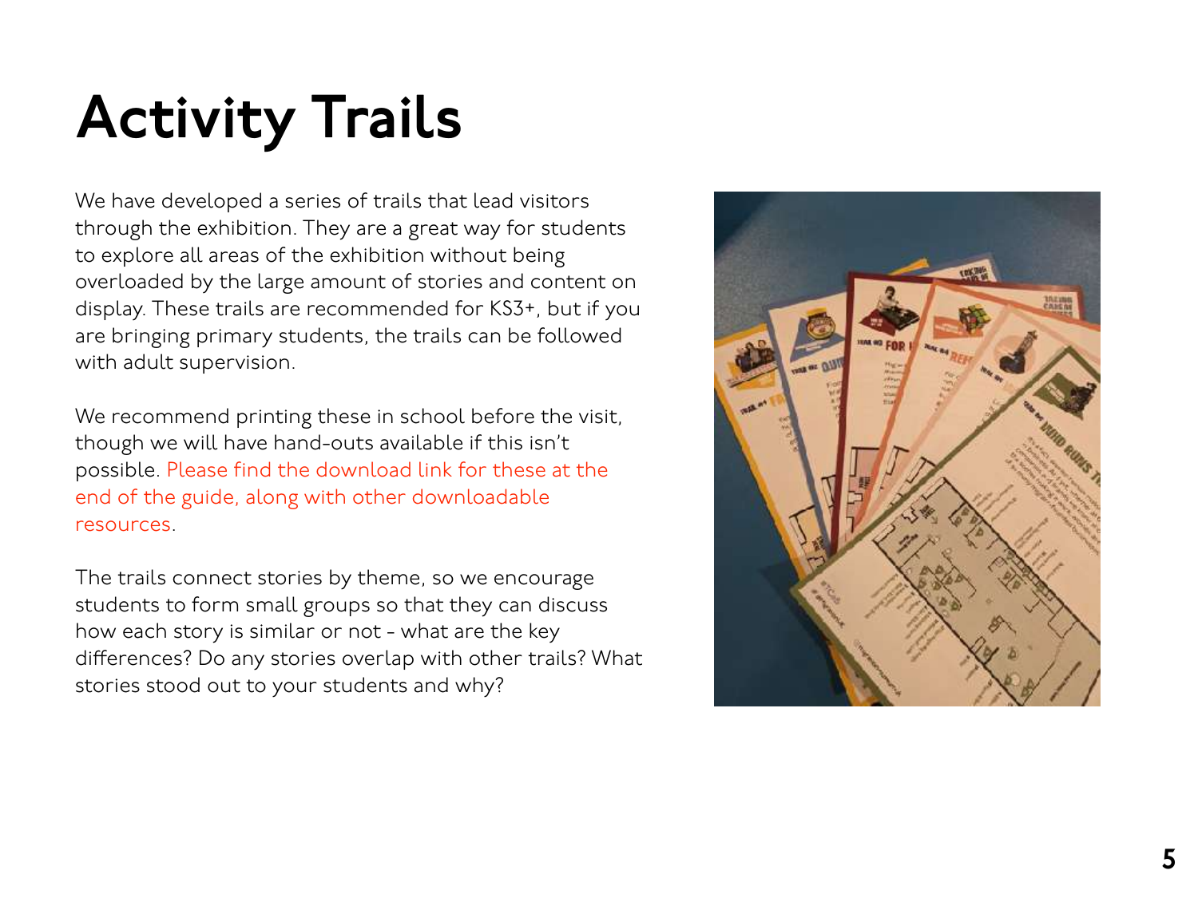# Activity Trails

We have developed a series of trails that lead visitors through the exhibition. They are a great way for students to explore all areas of the exhibition without being overloaded by the large amount of stories and content on display. These trails are recommended for KS3+, but if you are bringing primary students, the trails can be followed with adult supervision.

We recommend printing these in school before the visit, though we will have hand-outs available if this isn't possible. Please find the download link for these at the end of the guide, along with other downloadable resources.

The trails connect stories by theme, so we encourage students to form small groups so that they can discuss how each story is similar or not - what are the key differences? Do any stories overlap with other trails? What stories stood out to your students and why?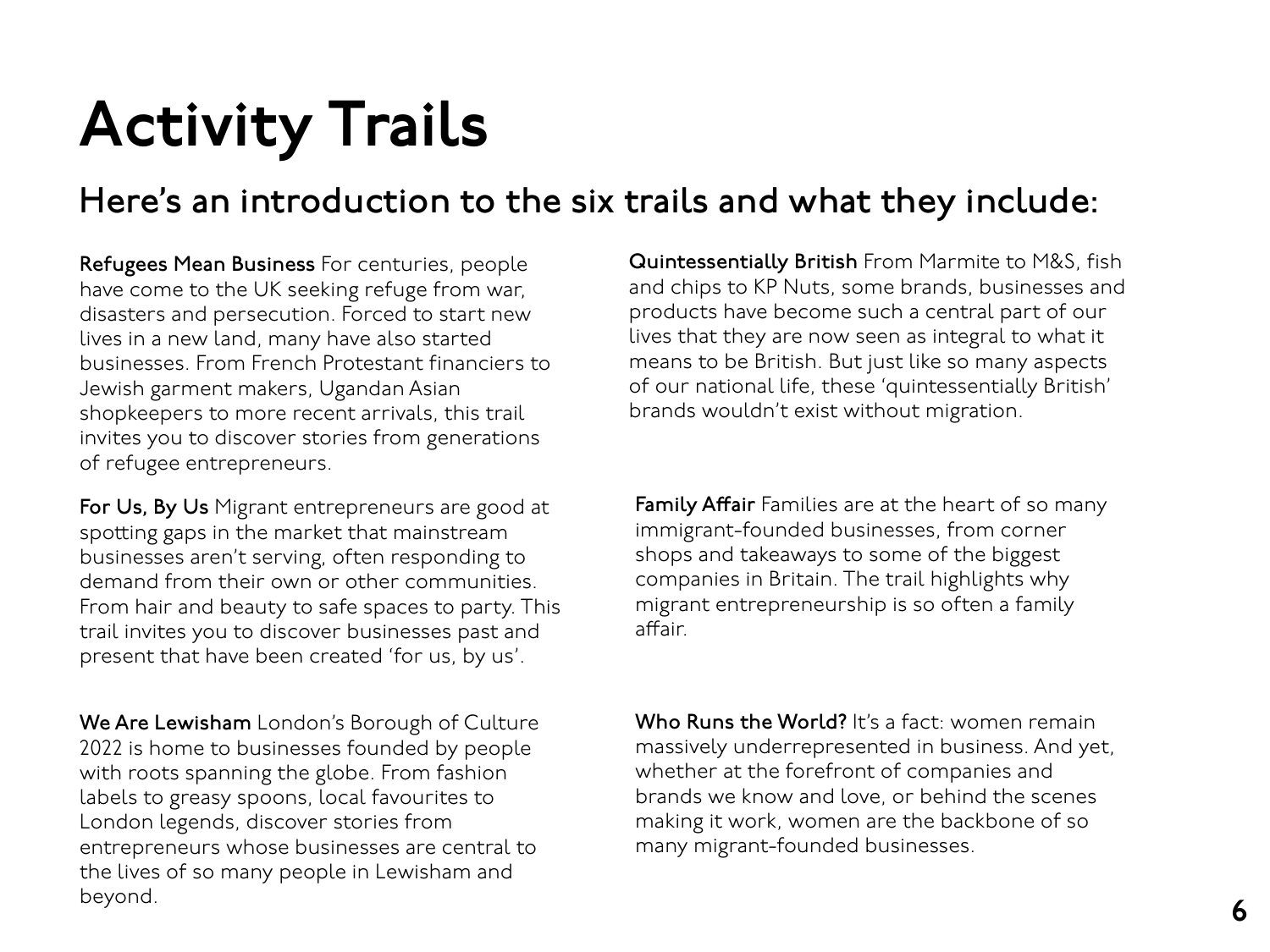# Activity Trails

## Here's an introduction to the six trails and what they include:

**Refugees Mean Business** For centuries, people have come to the UK seeking refuge from war, disasters and persecution. Forced to start new lives in a new land, many have also started businesses. From French Protestant financiers to Jewish garment makers, Ugandan Asian shopkeepers to more recent arrivals, this trail invites you to discover stories from generations of refugee entrepreneurs.

**For Us, By Us** Migrant entrepreneurs are good at spotting gaps in the market that mainstream businesses aren't serving, often responding to demand from their own or other communities. From hair and beauty to safe spaces to party. This trail invites you to discover businesses past and present that have been created 'for us, by us'.

**We Are Lewisham** London's Borough of Culture 2022 is home to businesses founded by people with roots spanning the globe. From fashion labels to greasy spoons, local favourites to London legends, discover stories from entrepreneurs whose businesses are central to the lives of so many people in Lewisham and beyond.

**Quintessentially British** From Marmite to M&S, fish and chips to KP Nuts, some brands, businesses and products have become such a central part of our lives that they are now seen as integral to what it means to be British. But just like so many aspects of our national life, these 'quintessentially British' brands wouldn't exist without migration.

**Family Affair** Families are at the heart of so many immigrant-founded businesses, from corner shops and takeaways to some of the biggest companies in Britain. The trail highlights why migrant entrepreneurship is so often a family affair.

**Who Runs the World?** It's a fact: women remain massively underrepresented in business. And yet, whether at the forefront of companies and brands we know and love, or behind the scenes making it work, women are the backbone of so many migrant-founded businesses.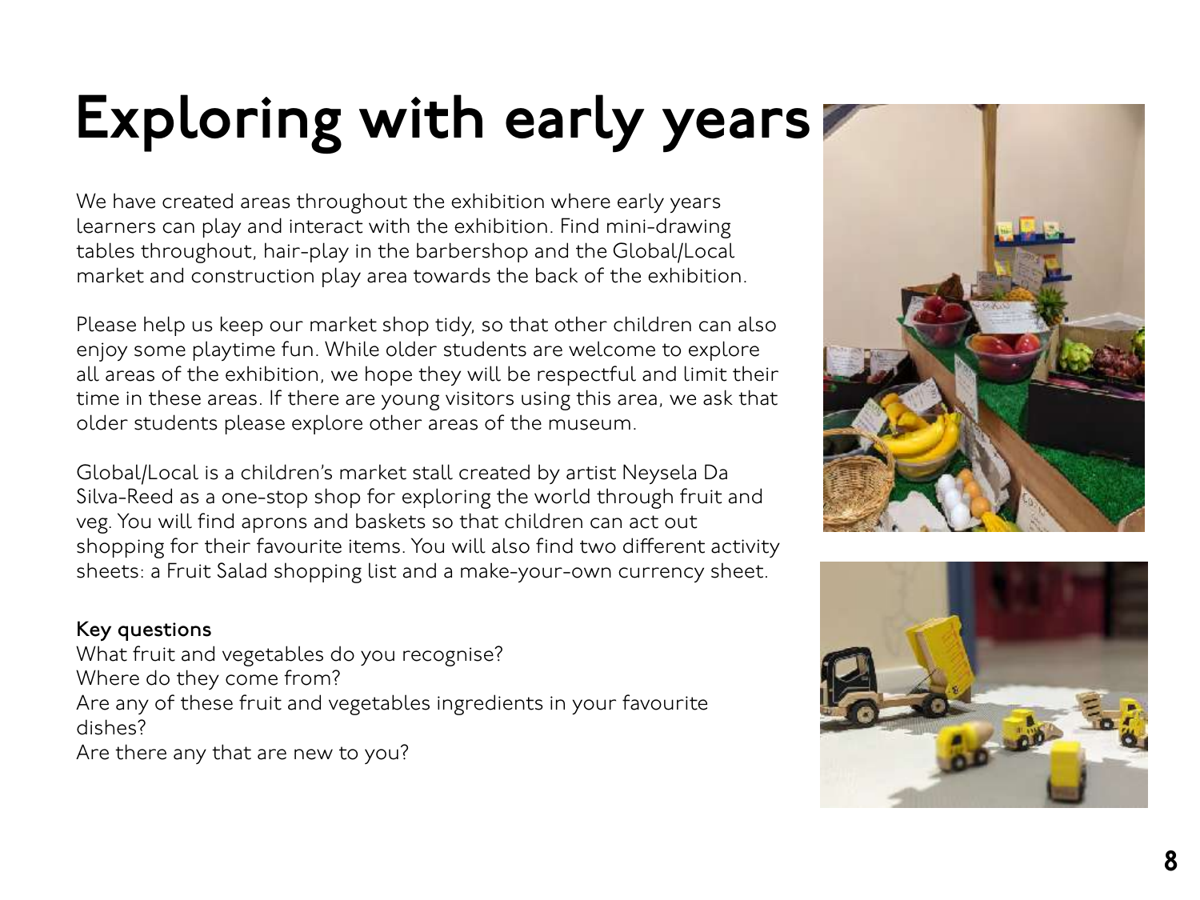# Exploring with early years

We have created areas throughout the exhibition where early years learners can play and interact with the exhibition. Find mini-drawing tables throughout, hair-play in the barbershop and the Global/Local market and construction play area towards the back of the exhibition.

Please help us keep our market shop tidy, so that other children can also enjoy some playtime fun. While older students are welcome to explore all areas of the exhibition, we hope they will be respectful and limit their time in these areas. If there are young visitors using this area, we ask that older students please explore other areas of the museum.

Global/Local is a children's market stall created by artist Neysela Da Silva-Reed as a one-stop shop for exploring the world through fruit and veg. You will find aprons and baskets so that children can act out shopping for their favourite items. You will also find two different activity sheets: a Fruit Salad shopping list and a make-your-own currency sheet.

**Key questions**

What fruit and vegetables do you recognise?
Where do they come from?
Are any of these fruit and vegetables ingredients in your favourite dishes?
Are there any that are new to you?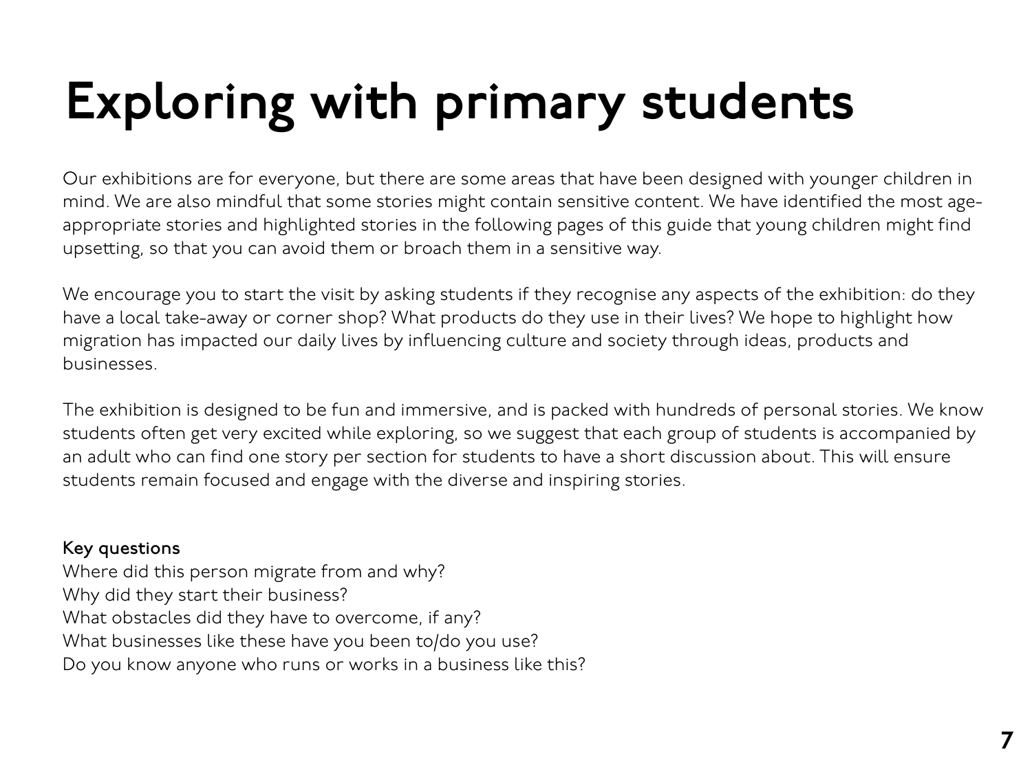# Exploring with primary students

Our exhibitions are for everyone, but there are some areas that have been designed with younger children in mind. We are also mindful that some stories might contain sensitive content. We have identified the most age-appropriate stories and highlighted stories in the following pages of this guide that young children might find upsetting, so that you can avoid them or broach them in a sensitive way.

We encourage you to start the visit by asking students if they recognise any aspects of the exhibition: do they have a local take-away or corner shop? What products do they use in their lives? We hope to highlight how migration has impacted our daily lives by influencing culture and society through ideas, products and businesses.

The exhibition is designed to be fun and immersive, and is packed with hundreds of personal stories. We know students often get very excited while exploring, so we suggest that each group of students is accompanied by an adult who can find one story per section for students to have a short discussion about. This will ensure students remain focused and engage with the diverse and inspiring stories.

**Key questions**

Where did this person migrate from and why?
Why did they start their business?
What obstacles did they have to overcome, if any?
What businesses like these have you been to/do you use?
Do you know anyone who runs or works in a business like this?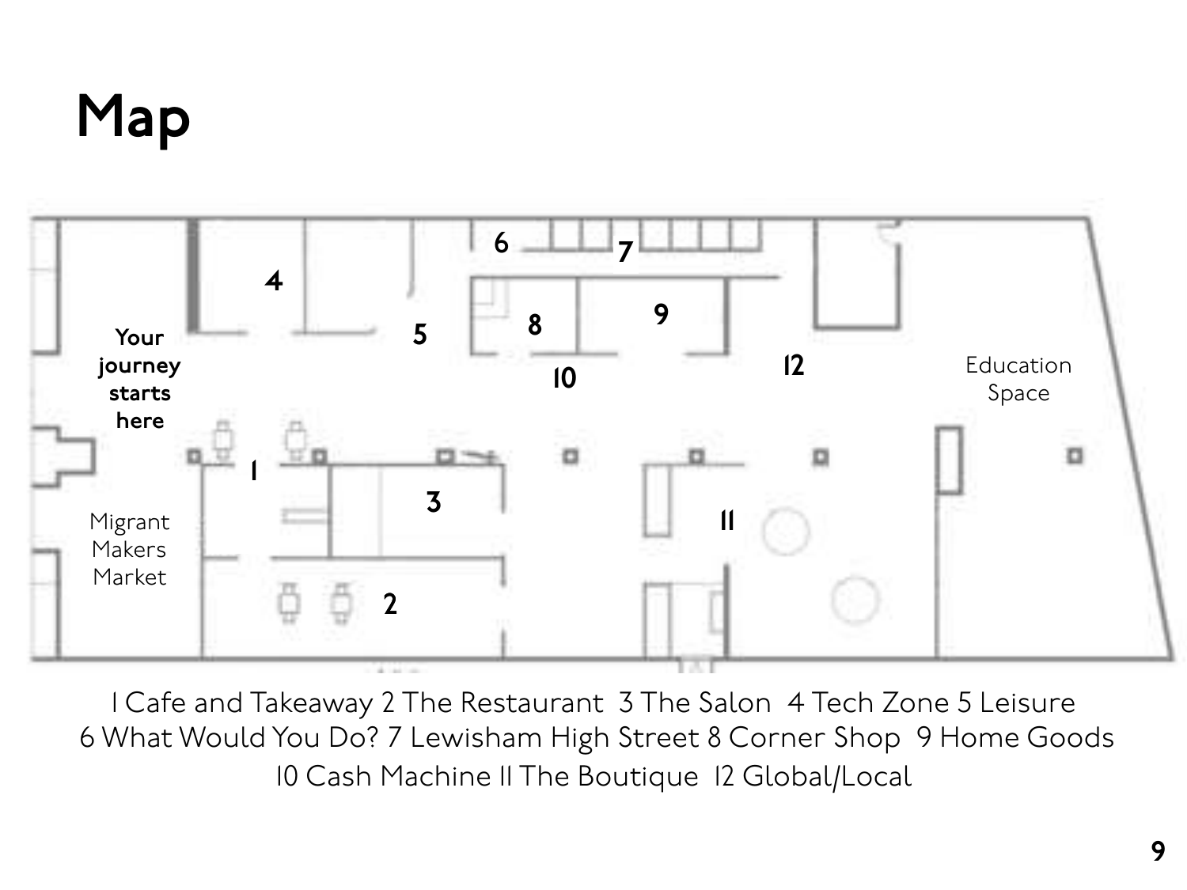# Map

Your journey starts here

Migrant Makers Market

Education Space

1 Cafe and Takeaway 2 The Restaurant 3 The Salon 4 Tech Zone 5 Leisure
6 What Would You Do? 7 Lewisham High Street 8 Corner Shop 9 Home Goods
10 Cash Machine 11 The Boutique 12 Global/Local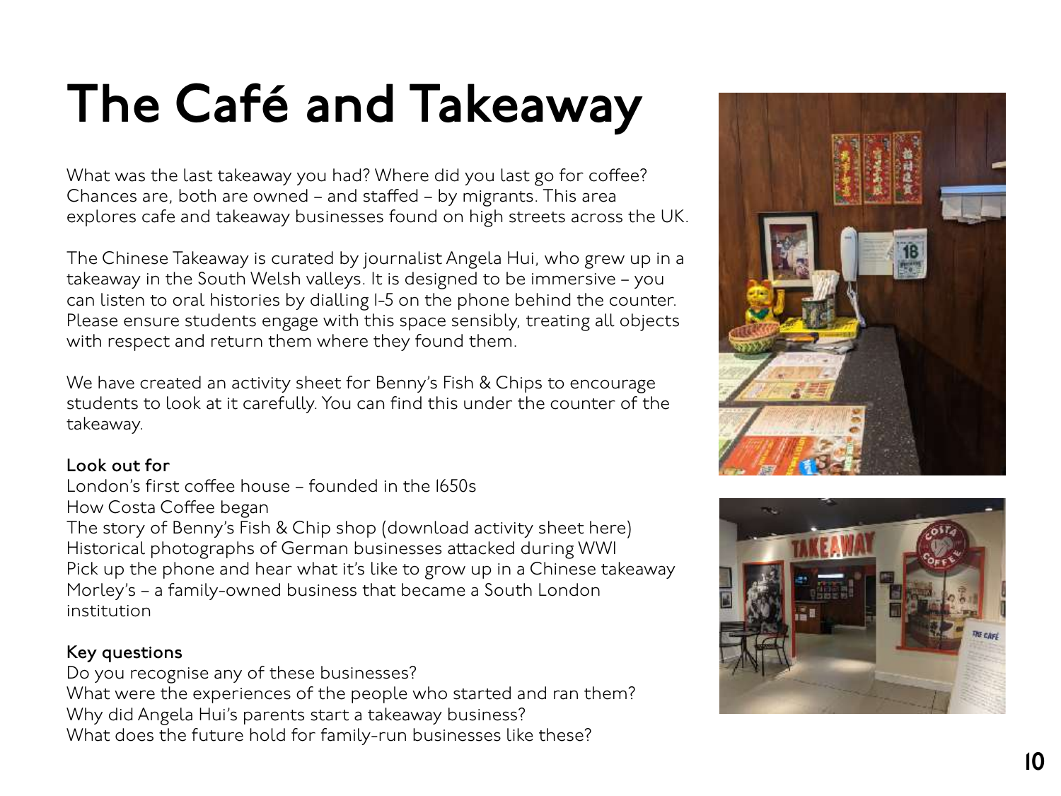# The Café and Takeaway

What was the last takeaway you had? Where did you last go for coffee? Chances are, both are owned – and staffed – by migrants. This area explores cafe and takeaway businesses found on high streets across the UK.

The Chinese Takeaway is curated by journalist Angela Hui, who grew up in a takeaway in the South Welsh valleys. It is designed to be immersive – you can listen to oral histories by dialling 1-5 on the phone behind the counter. Please ensure students engage with this space sensibly, treating all objects with respect and return them where they found them.

We have created an activity sheet for Benny's Fish & Chips to encourage students to look at it carefully. You can find this under the counter of the takeaway.

**Look out for**

London's first coffee house – founded in the 1650s
How Costa Coffee began
The story of Benny's Fish & Chip shop (download activity sheet here)
Historical photographs of German businesses attacked during WWI
Pick up the phone and hear what it's like to grow up in a Chinese takeaway
Morley's – a family-owned business that became a South London institution

**Key questions**

Do you recognise any of these businesses?
What were the experiences of the people who started and ran them?
Why did Angela Hui's parents start a takeaway business?
What does the future hold for family-run businesses like these?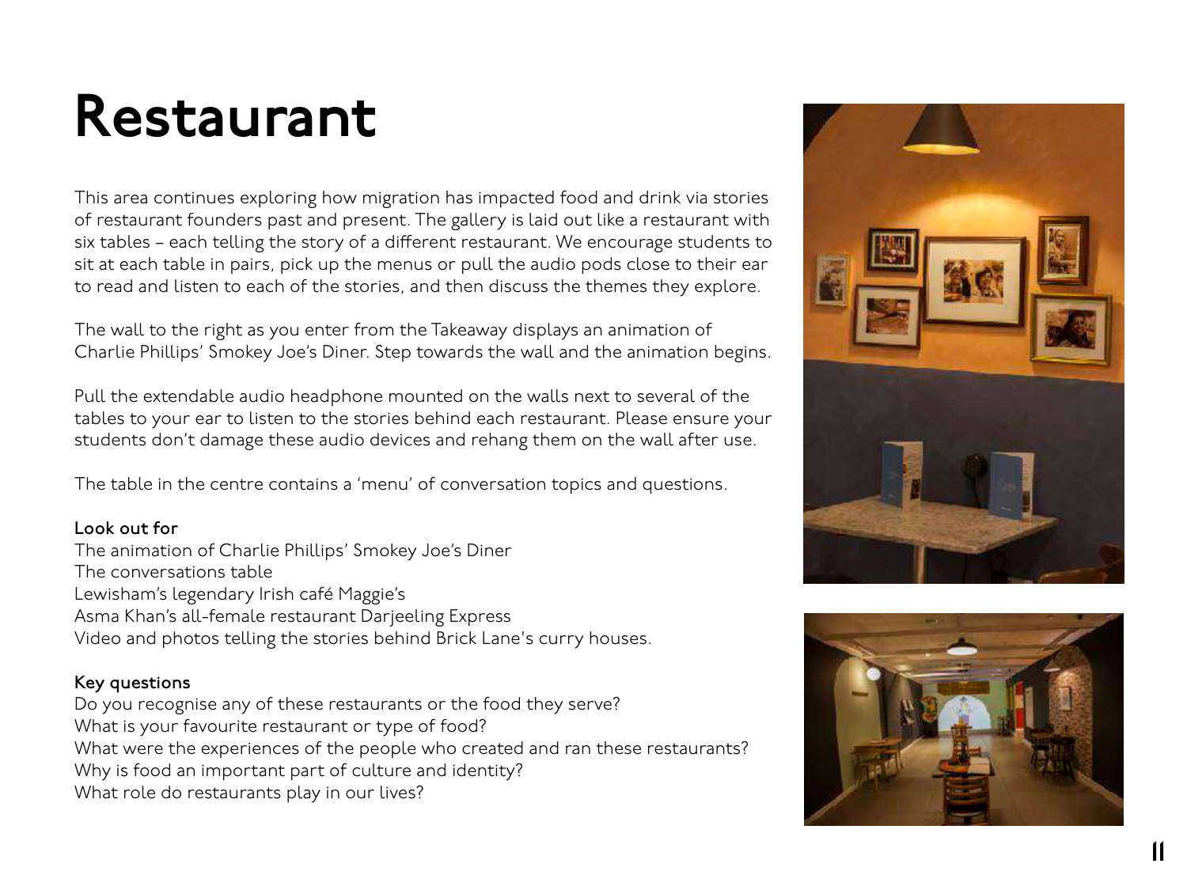# Restaurant

This area continues exploring how migration has impacted food and drink via stories of restaurant founders past and present. The gallery is laid out like a restaurant with six tables – each telling the story of a different restaurant. We encourage students to sit at each table in pairs, pick up the menus or pull the audio pods close to their ear to read and listen to each of the stories, and then discuss the themes they explore.

The wall to the right as you enter from the Takeaway displays an animation of Charlie Phillips' Smokey Joe's Diner. Step towards the wall and the animation begins.

Pull the extendable audio headphone mounted on the walls next to several of the tables to your ear to listen to the stories behind each restaurant. Please ensure your students don't damage these audio devices and rehang them on the wall after use.

The table in the centre contains a 'menu' of conversation topics and questions.

**Look out for**

The animation of Charlie Phillips' Smokey Joe's Diner
The conversations table
Lewisham's legendary Irish café Maggie's
Asma Khan's all-female restaurant Darjeeling Express
Video and photos telling the stories behind Brick Lane's curry houses.

**Key questions**

Do you recognise any of these restaurants or the food they serve?
What is your favourite restaurant or type of food?
What were the experiences of the people who created and ran these restaurants?
Why is food an important part of culture and identity?
What role do restaurants play in our lives?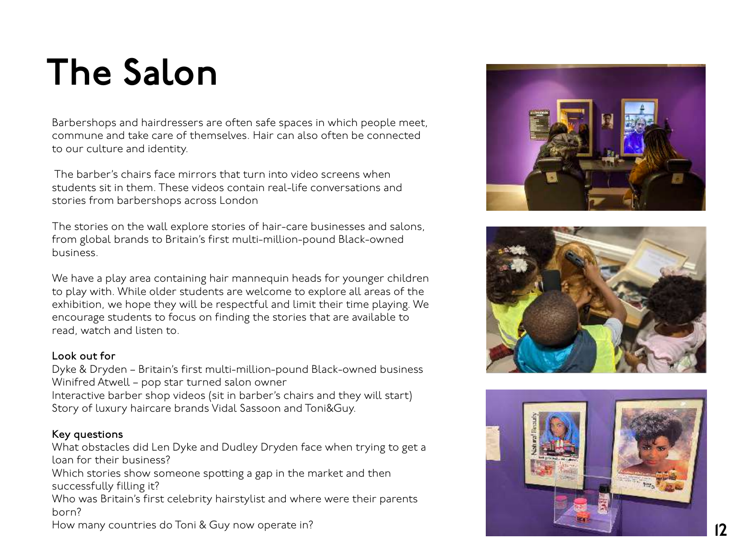# The Salon

Barbershops and hairdressers are often safe spaces in which people meet, commune and take care of themselves. Hair can also often be connected to our culture and identity.

The barber's chairs face mirrors that turn into video screens when students sit in them. These videos contain real-life conversations and stories from barbershops across London

The stories on the wall explore stories of hair-care businesses and salons, from global brands to Britain's first multi-million-pound Black-owned business.

We have a play area containing hair mannequin heads for younger children to play with. While older students are welcome to explore all areas of the exhibition, we hope they will be respectful and limit their time playing. We encourage students to focus on finding the stories that are available to read, watch and listen to.

**Look out for**

Dyke & Dryden – Britain's first multi-million-pound Black-owned business
Winifred Atwell – pop star turned salon owner
Interactive barber shop videos (sit in barber's chairs and they will start)
Story of luxury haircare brands Vidal Sassoon and Toni&Guy.

**Key questions**

What obstacles did Len Dyke and Dudley Dryden face when trying to get a loan for their business?
Which stories show someone spotting a gap in the market and then successfully filling it?
Who was Britain's first celebrity hairstylist and where were their parents born?
How many countries do Toni & Guy now operate in?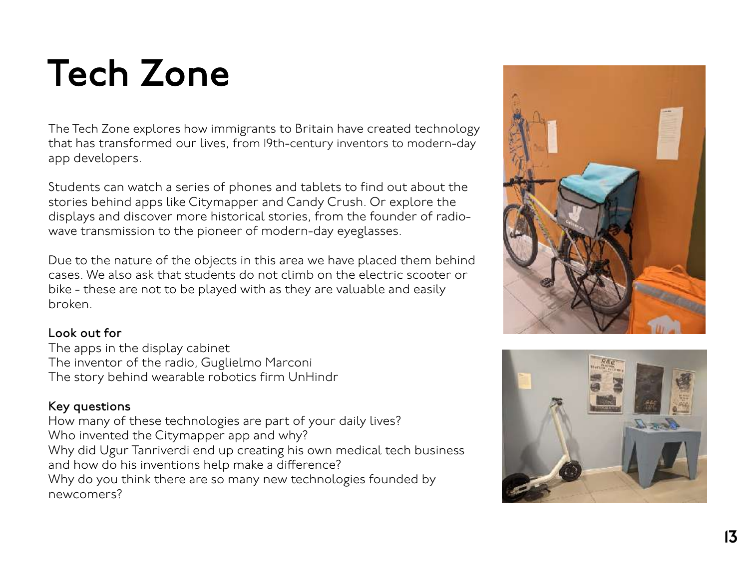# Tech Zone

The Tech Zone explores how immigrants to Britain have created technology that has transformed our lives, from 19th-century inventors to modern-day app developers.

Students can watch a series of phones and tablets to find out about the stories behind apps like Citymapper and Candy Crush. Or explore the displays and discover more historical stories, from the founder of radio-wave transmission to the pioneer of modern-day eyeglasses.

Due to the nature of the objects in this area we have placed them behind cases. We also ask that students do not climb on the electric scooter or bike - these are not to be played with as they are valuable and easily broken.

**Look out for**

The apps in the display cabinet
The inventor of the radio, Guglielmo Marconi
The story behind wearable robotics firm UnHindr

**Key questions**

How many of these technologies are part of your daily lives?
Who invented the Citymapper app and why?
Why did Ugur Tanriverdi end up creating his own medical tech business and how do his inventions help make a difference?
Why do you think there are so many new technologies founded by newcomers?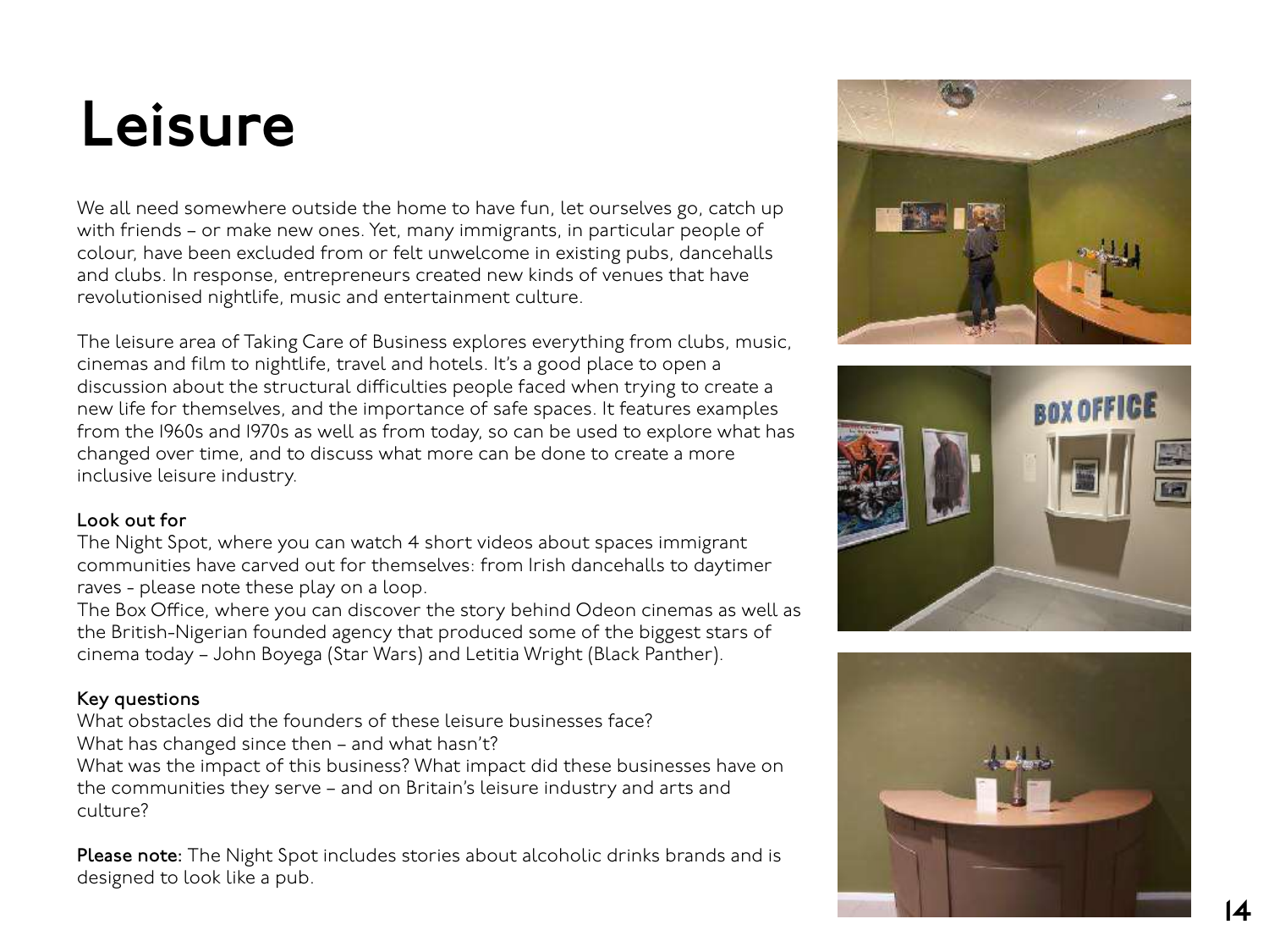# Leisure

We all need somewhere outside the home to have fun, let ourselves go, catch up with friends – or make new ones. Yet, many immigrants, in particular people of colour, have been excluded from or felt unwelcome in existing pubs, dancehalls and clubs. In response, entrepreneurs created new kinds of venues that have revolutionised nightlife, music and entertainment culture.

The leisure area of Taking Care of Business explores everything from clubs, music, cinemas and film to nightlife, travel and hotels. It's a good place to open a discussion about the structural difficulties people faced when trying to create a new life for themselves, and the importance of safe spaces. It features examples from the 1960s and 1970s as well as from today, so can be used to explore what has changed over time, and to discuss what more can be done to create a more inclusive leisure industry.

### Look out for

The Night Spot, where you can watch 4 short videos about spaces immigrant communities have carved out for themselves: from Irish dancehalls to daytimer raves - please note these play on a loop.

The Box Office, where you can discover the story behind Odeon cinemas as well as the British-Nigerian founded agency that produced some of the biggest stars of cinema today – John Boyega (Star Wars) and Letitia Wright (Black Panther).

### Key questions

What obstacles did the founders of these leisure businesses face?

What has changed since then – and what hasn't?

What was the impact of this business? What impact did these businesses have on the communities they serve – and on Britain's leisure industry and arts and culture?

**Please note:** The Night Spot includes stories about alcoholic drinks brands and is designed to look like a pub.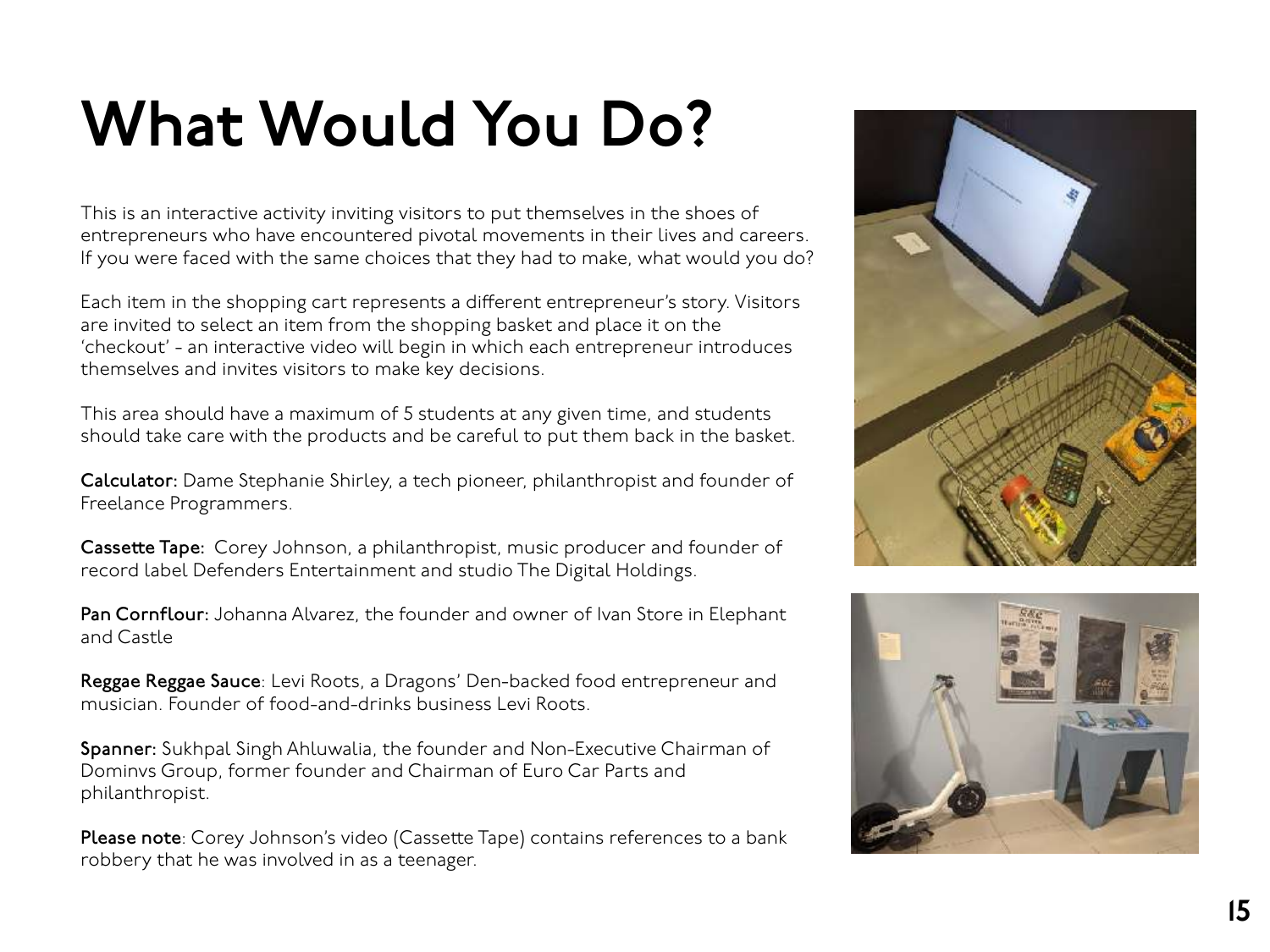# What Would You Do?

This is an interactive activity inviting visitors to put themselves in the shoes of entrepreneurs who have encountered pivotal movements in their lives and careers. If you were faced with the same choices that they had to make, what would you do?

Each item in the shopping cart represents a different entrepreneur's story. Visitors are invited to select an item from the shopping basket and place it on the 'checkout' - an interactive video will begin in which each entrepreneur introduces themselves and invites visitors to make key decisions.

This area should have a maximum of 5 students at any given time, and students should take care with the products and be careful to put them back in the basket.

**Calculator:** Dame Stephanie Shirley, a tech pioneer, philanthropist and founder of Freelance Programmers.

**Cassette Tape:** Corey Johnson, a philanthropist, music producer and founder of record label Defenders Entertainment and studio The Digital Holdings.

**Pan Cornflour:** Johanna Alvarez, the founder and owner of Ivan Store in Elephant and Castle

**Reggae Reggae Sauce**: Levi Roots, a Dragons' Den-backed food entrepreneur and musician. Founder of food-and-drinks business Levi Roots.

**Spanner:** Sukhpal Singh Ahluwalia, the founder and Non-Executive Chairman of Dominvs Group, former founder and Chairman of Euro Car Parts and philanthropist.

**Please note**: Corey Johnson's video (Cassette Tape) contains references to a bank robbery that he was involved in as a teenager.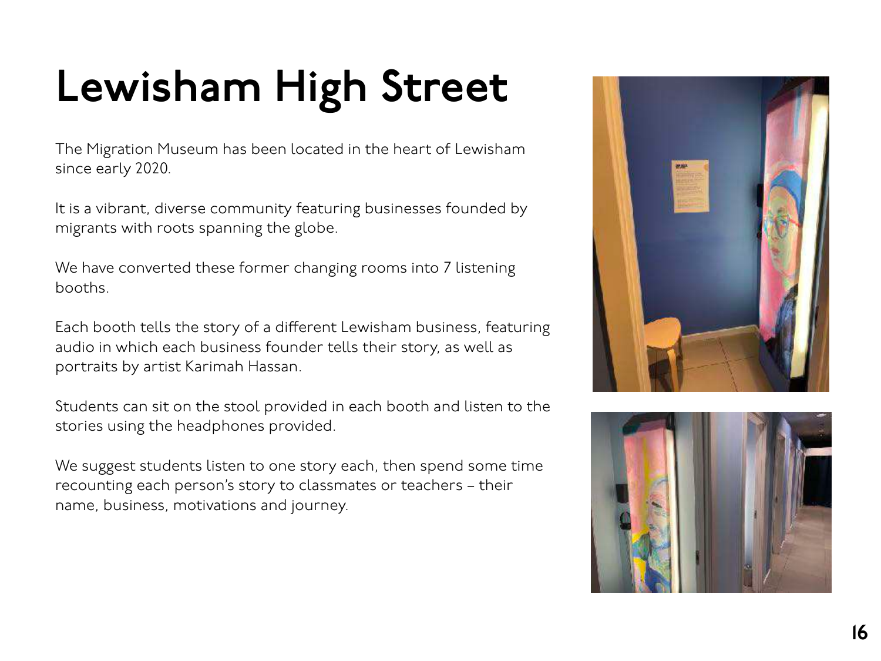# Lewisham High Street

The Migration Museum has been located in the heart of Lewisham since early 2020.

It is a vibrant, diverse community featuring businesses founded by migrants with roots spanning the globe.

We have converted these former changing rooms into 7 listening booths.

Each booth tells the story of a different Lewisham business, featuring audio in which each business founder tells their story, as well as portraits by artist Karimah Hassan.

Students can sit on the stool provided in each booth and listen to the stories using the headphones provided.

We suggest students listen to one story each, then spend some time recounting each person's story to classmates or teachers – their name, business, motivations and journey.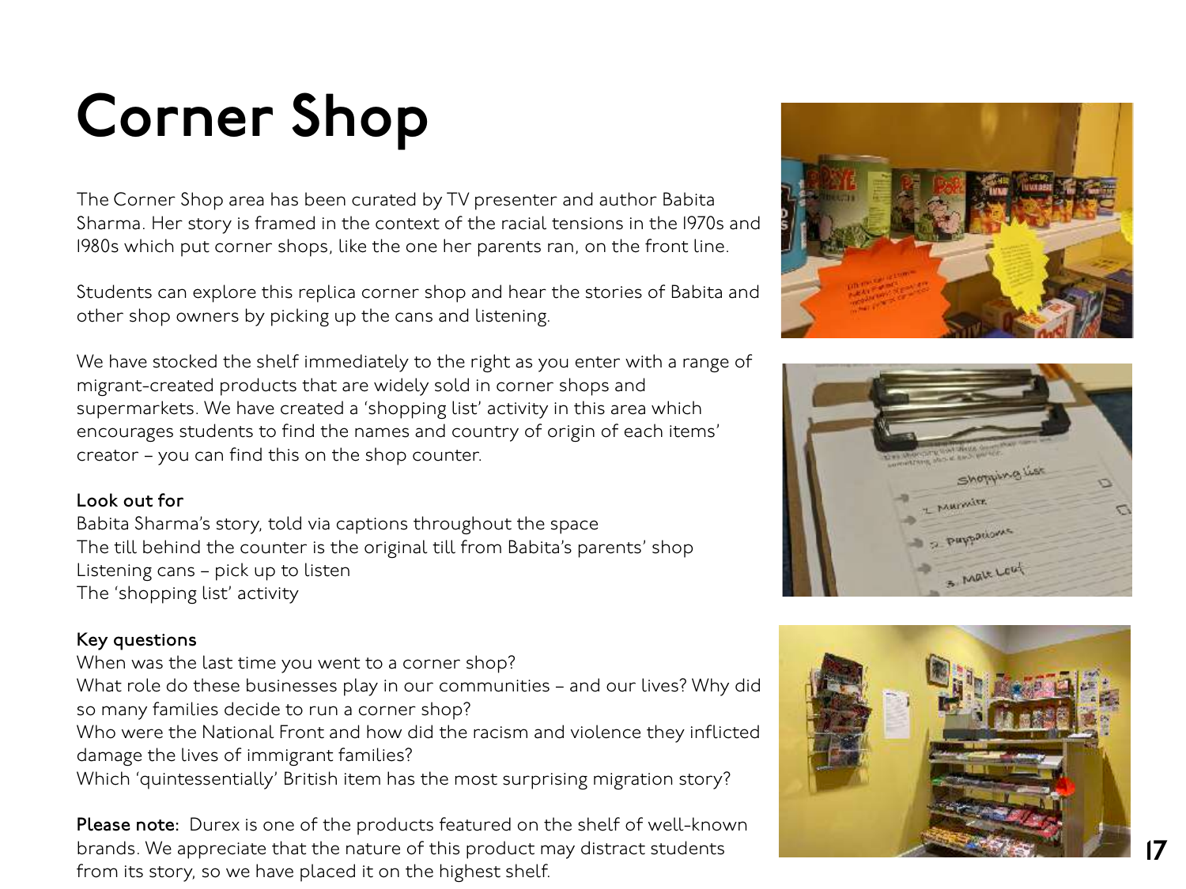# Corner Shop

The Corner Shop area has been curated by TV presenter and author Babita Sharma. Her story is framed in the context of the racial tensions in the 1970s and 1980s which put corner shops, like the one her parents ran, on the front line.

Students can explore this replica corner shop and hear the stories of Babita and other shop owners by picking up the cans and listening.

We have stocked the shelf immediately to the right as you enter with a range of migrant-created products that are widely sold in corner shops and supermarkets. We have created a 'shopping list' activity in this area which encourages students to find the names and country of origin of each items' creator – you can find this on the shop counter.

**Look out for**

Babita Sharma's story, told via captions throughout the space
The till behind the counter is the original till from Babita's parents' shop
Listening cans – pick up to listen
The 'shopping list' activity

**Key questions**

When was the last time you went to a corner shop?
What role do these businesses play in our communities – and our lives? Why did so many families decide to run a corner shop?
Who were the National Front and how did the racism and violence they inflicted damage the lives of immigrant families?
Which 'quintessentially' British item has the most surprising migration story?

**Please note:** Durex is one of the products featured on the shelf of well-known brands. We appreciate that the nature of this product may distract students from its story, so we have placed it on the highest shelf.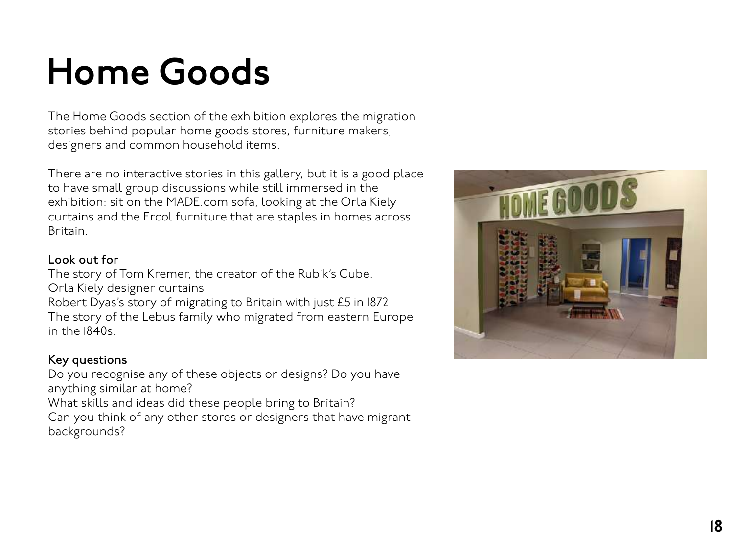# Home Goods

The Home Goods section of the exhibition explores the migration stories behind popular home goods stores, furniture makers, designers and common household items.

There are no interactive stories in this gallery, but it is a good place to have small group discussions while still immersed in the exhibition: sit on the MADE.com sofa, looking at the Orla Kiely curtains and the Ercol furniture that are staples in homes across Britain.

**Look out for**

The story of Tom Kremer, the creator of the Rubik's Cube.
Orla Kiely designer curtains
Robert Dyas's story of migrating to Britain with just £5 in 1872
The story of the Lebus family who migrated from eastern Europe in the 1840s.

**Key questions**

Do you recognise any of these objects or designs? Do you have anything similar at home?
What skills and ideas did these people bring to Britain?
Can you think of any other stores or designers that have migrant backgrounds?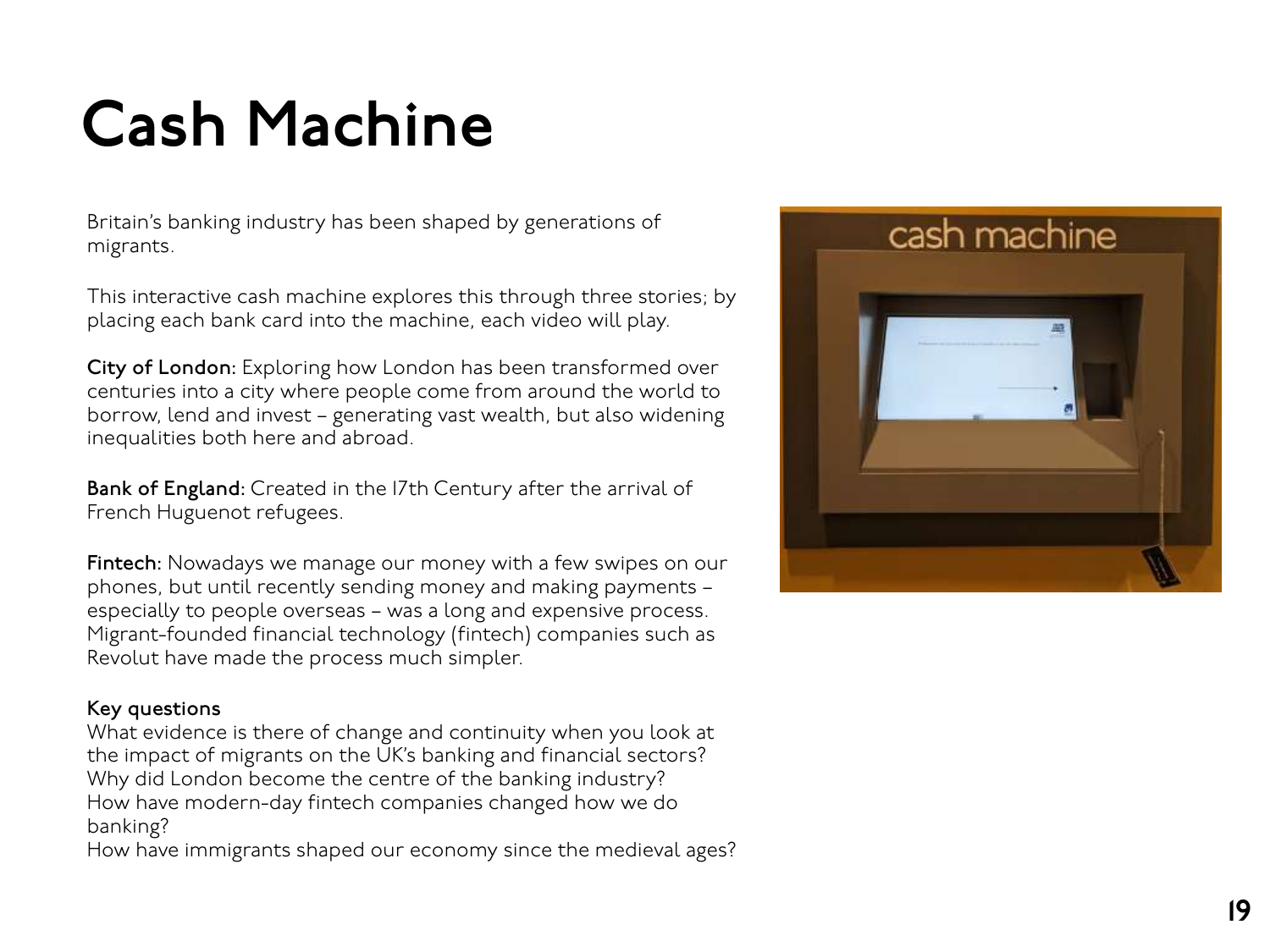# Cash Machine

Britain's banking industry has been shaped by generations of migrants.

This interactive cash machine explores this through three stories; by placing each bank card into the machine, each video will play.

**City of London:** Exploring how London has been transformed over centuries into a city where people come from around the world to borrow, lend and invest – generating vast wealth, but also widening inequalities both here and abroad.

**Bank of England:** Created in the 17th Century after the arrival of French Huguenot refugees.

**Fintech:** Nowadays we manage our money with a few swipes on our phones, but until recently sending money and making payments – especially to people overseas – was a long and expensive process. Migrant-founded financial technology (fintech) companies such as Revolut have made the process much simpler.

**Key questions**

What evidence is there of change and continuity when you look at the impact of migrants on the UK's banking and financial sectors?
Why did London become the centre of the banking industry?
How have modern-day fintech companies changed how we do banking?
How have immigrants shaped our economy since the medieval ages?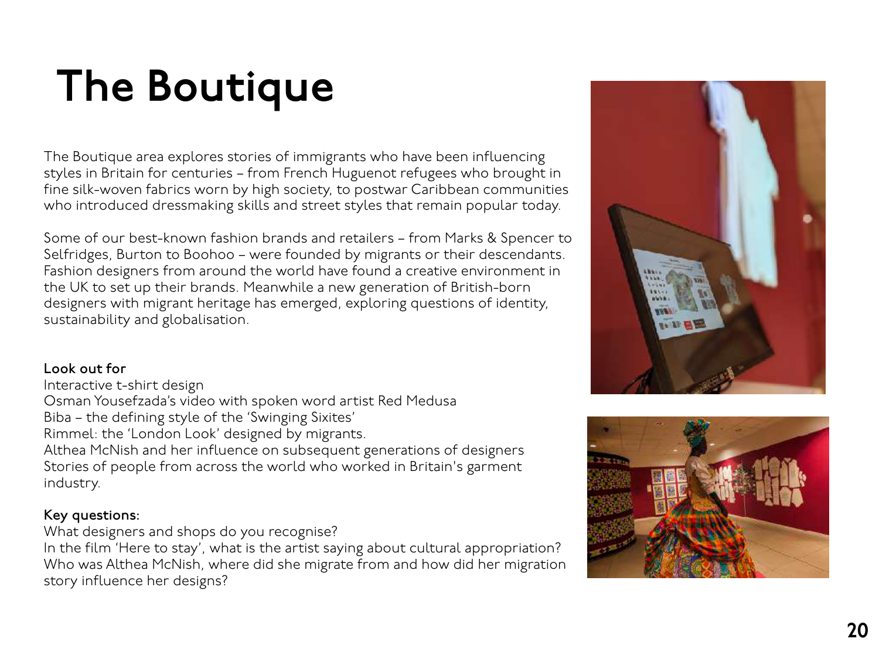# The Boutique

The Boutique area explores stories of immigrants who have been influencing styles in Britain for centuries – from French Huguenot refugees who brought in fine silk-woven fabrics worn by high society, to postwar Caribbean communities who introduced dressmaking skills and street styles that remain popular today.

Some of our best-known fashion brands and retailers – from Marks & Spencer to Selfridges, Burton to Boohoo – were founded by migrants or their descendants. Fashion designers from around the world have found a creative environment in the UK to set up their brands. Meanwhile a new generation of British-born designers with migrant heritage has emerged, exploring questions of identity, sustainability and globalisation.

**Look out for**

Interactive t-shirt design
Osman Yousefzada's video with spoken word artist Red Medusa
Biba – the defining style of the 'Swinging Sixites'
Rimmel: the 'London Look' designed by migrants.
Althea McNish and her influence on subsequent generations of designers
Stories of people from across the world who worked in Britain's garment industry.

**Key questions:**

What designers and shops do you recognise?
In the film 'Here to stay', what is the artist saying about cultural appropriation?
Who was Althea McNish, where did she migrate from and how did her migration story influence her designs?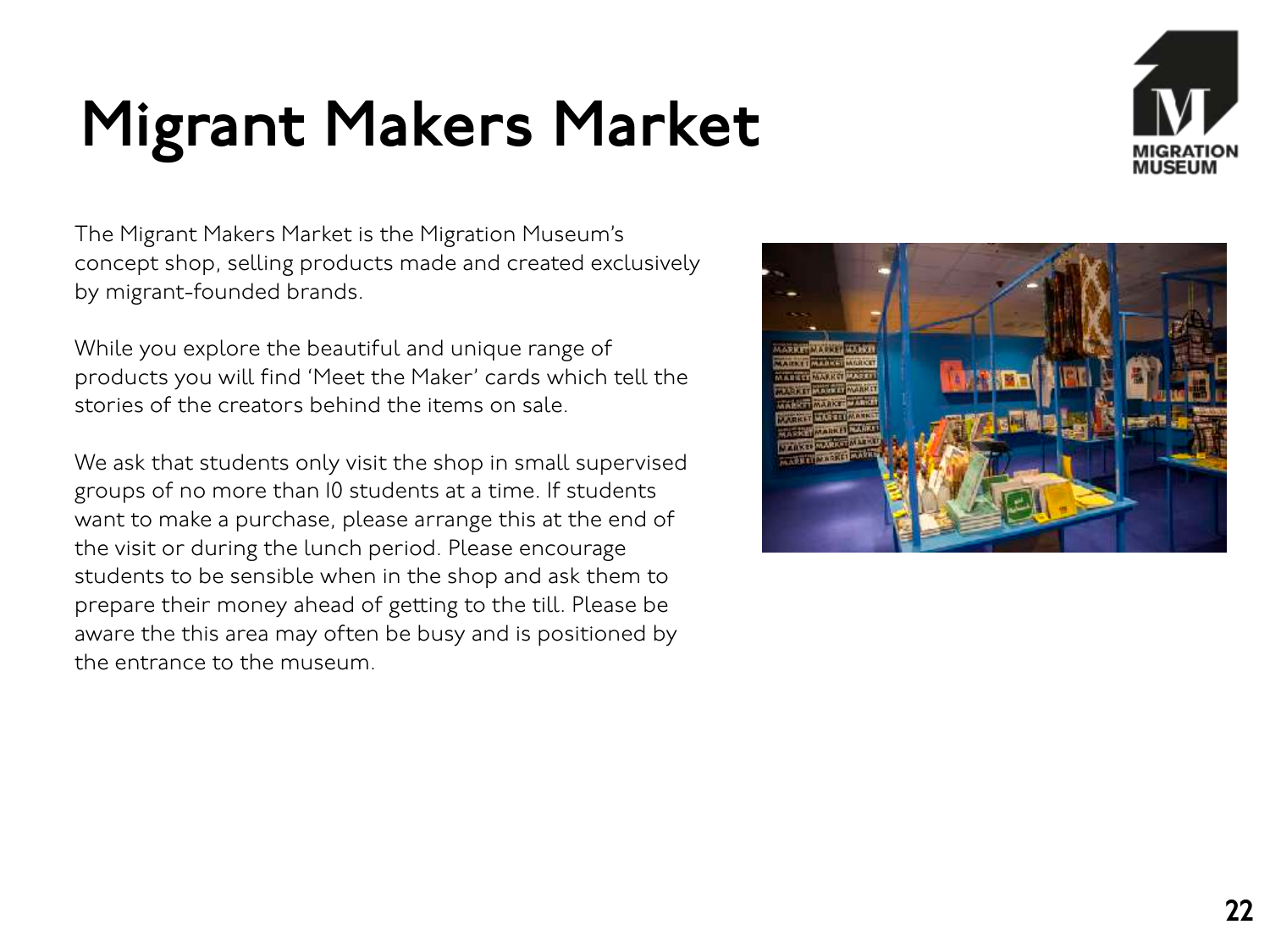# Migrant Makers Market

The Migrant Makers Market is the Migration Museum's concept shop, selling products made and created exclusively by migrant-founded brands.

While you explore the beautiful and unique range of products you will find 'Meet the Maker' cards which tell the stories of the creators behind the items on sale.

We ask that students only visit the shop in small supervised groups of no more than 10 students at a time. If students want to make a purchase, please arrange this at the end of the visit or during the lunch period. Please encourage students to be sensible when in the shop and ask them to prepare their money ahead of getting to the till. Please be aware the this area may often be busy and is positioned by the entrance to the museum.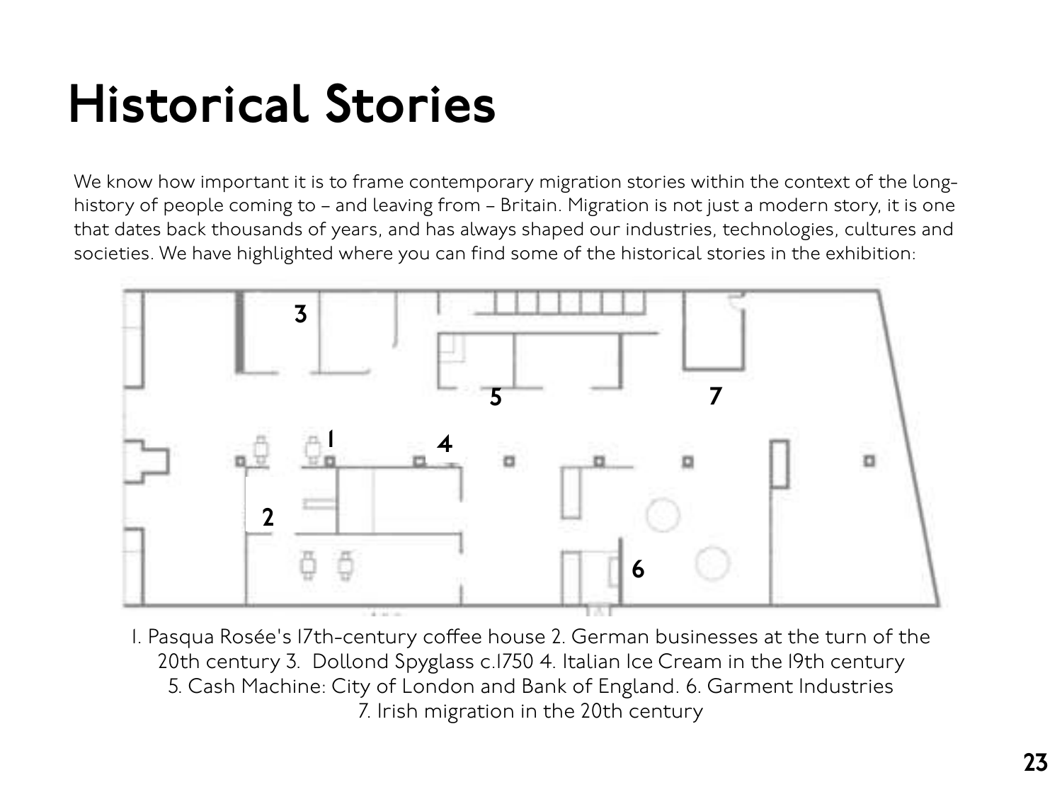# Historical Stories

We know how important it is to frame contemporary migration stories within the context of the long-history of people coming to – and leaving from – Britain. Migration is not just a modern story, it is one that dates back thousands of years, and has always shaped our industries, technologies, cultures and societies. We have highlighted where you can find some of the historical stories in the exhibition:

1. Pasqua Rosée's 17th-century coffee house 2. German businesses at the turn of the 20th century 3. Dollond Spyglass c.1750 4. Italian Ice Cream in the 19th century 5. Cash Machine: City of London and Bank of England. 6. Garment Industries 7. Irish migration in the 20th century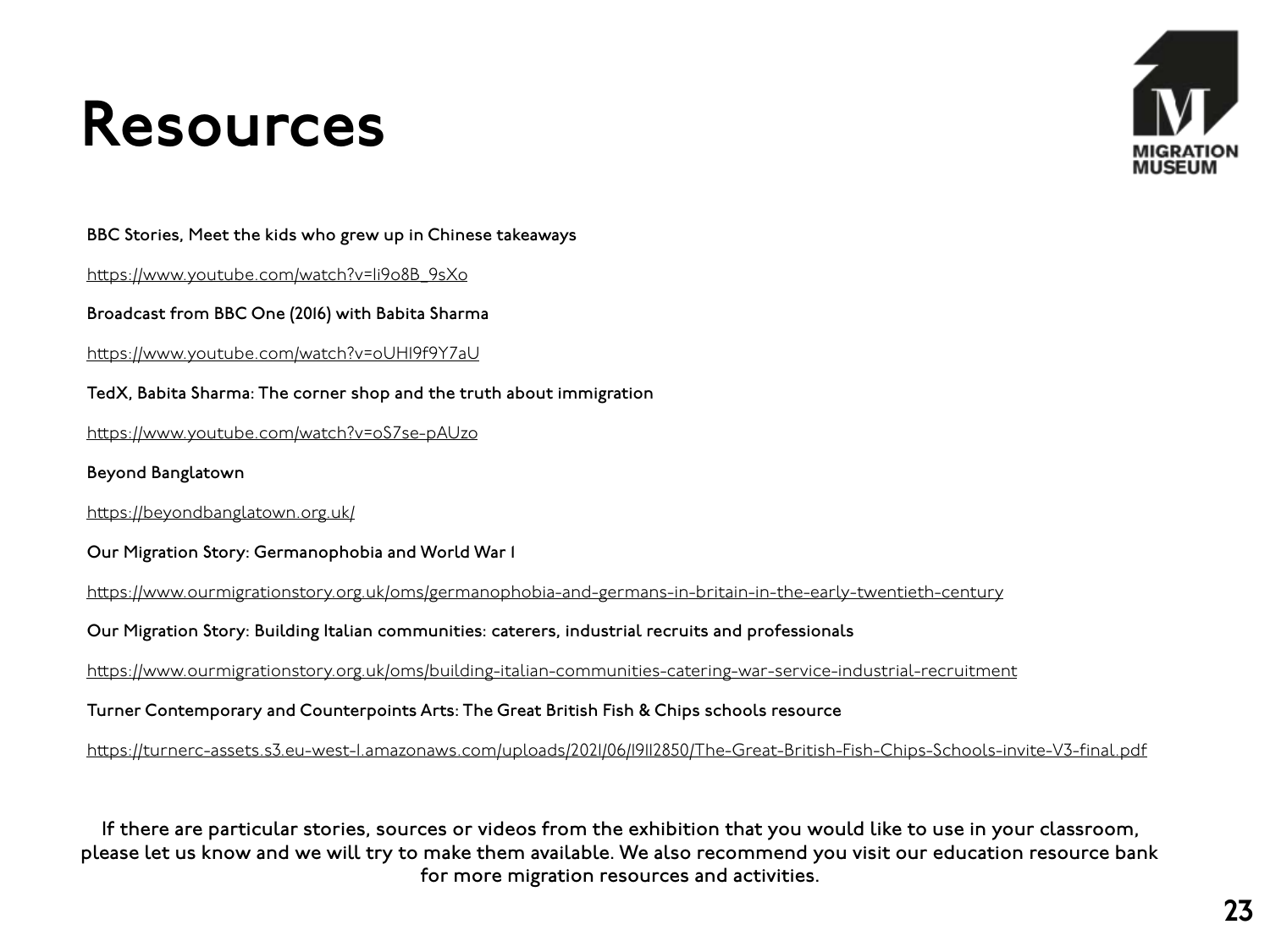# Resources

MIGRATION MUSEUM

BBC Stories, Meet the kids who grew up in Chinese takeaways

https://www.youtube.com/watch?v=li9o8B_9sXo

Broadcast from BBC One (2016) with Babita Sharma

https://www.youtube.com/watch?v=oUHI9f9Y7aU

TedX, Babita Sharma: The corner shop and the truth about immigration

https://www.youtube.com/watch?v=oS7se-pAUzo

Beyond Banglatown

https://beyondbanglatown.org.uk/

Our Migration Story: Germanophobia and World War I

https://www.ourmigrationstory.org.uk/oms/germanophobia-and-germans-in-britain-in-the-early-twentieth-century

Our Migration Story: Building Italian communities: caterers, industrial recruits and professionals

https://www.ourmigrationstory.org.uk/oms/building-italian-communities-catering-war-service-industrial-recruitment

Turner Contemporary and Counterpoints Arts: The Great British Fish & Chips schools resource

https://turnerc-assets.s3.eu-west-1.amazonaws.com/uploads/2021/06/19112850/The-Great-British-Fish-Chips-Schools-invite-V3-final.pdf

If there are particular stories, sources or videos from the exhibition that you would like to use in your classroom, please let us know and we will try to make them available. We also recommend you visit our education resource bank for more migration resources and activities.